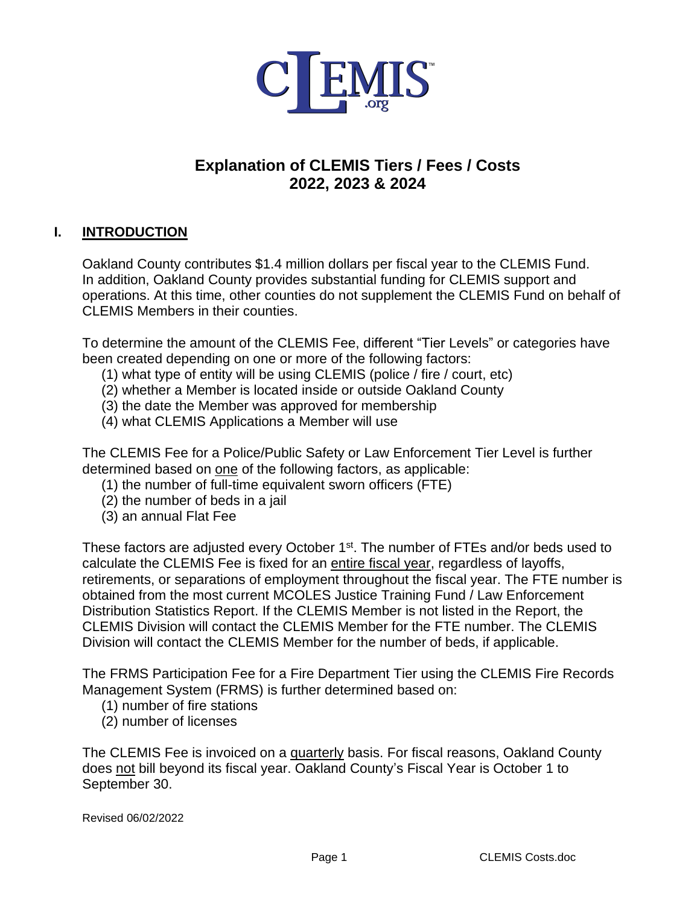# Explanation of CLEMIS Tiers / Fees / Costs 2022, 2023 & 2024

## I. INTRODUCTION

Oakland County contributes $1.4 million dollars per fiscal year to the CLEMIS Fund. In addition, Oakland County provides substantial funding for CLEMIS support and operations. At this time, other counties do not supplement the CLEMIS Fund on behalf of CLEMIS Members in their counties.

To determine the amount of the CLEMIS Fee, different "Tier Levels" or categories have been created depending on one or more of the following factors:

(1) what type of entity will be using CLEMIS (police / fire / court, etc)
(2) whether a Member is located inside or outside Oakland County
(3) the date the Member was approved for membership
(4) what CLEMIS Applications a Member will use

The CLEMIS Fee for a Police/Public Safety or Law Enforcement Tier Level is further determined based on <u>one</u> of the following factors, as applicable:

(1) the number of full-time equivalent sworn officers (FTE)
(2) the number of beds in a jail
(3) an annual Flat Fee

These factors are adjusted every October 1st. The number of FTEs and/or beds used to calculate the CLEMIS Fee is fixed for an <u>entire fiscal year</u>, regardless of layoffs, retirements, or separations of employment throughout the fiscal year. The FTE number is obtained from the most current MCOLES Justice Training Fund / Law Enforcement Distribution Statistics Report. If the CLEMIS Member is not listed in the Report, the CLEMIS Division will contact the CLEMIS Member for the FTE number. The CLEMIS Division will contact the CLEMIS Member for the number of beds, if applicable.

The FRMS Participation Fee for a Fire Department Tier using the CLEMIS Fire Records Management System (FRMS) is further determined based on:

(1) number of fire stations
(2) number of licenses

The CLEMIS Fee is invoiced on a <u>quarterly</u> basis. For fiscal reasons, Oakland County does <u>not</u> bill beyond its fiscal year. Oakland County's Fiscal Year is October 1 to September 30.

Revised 06/02/2022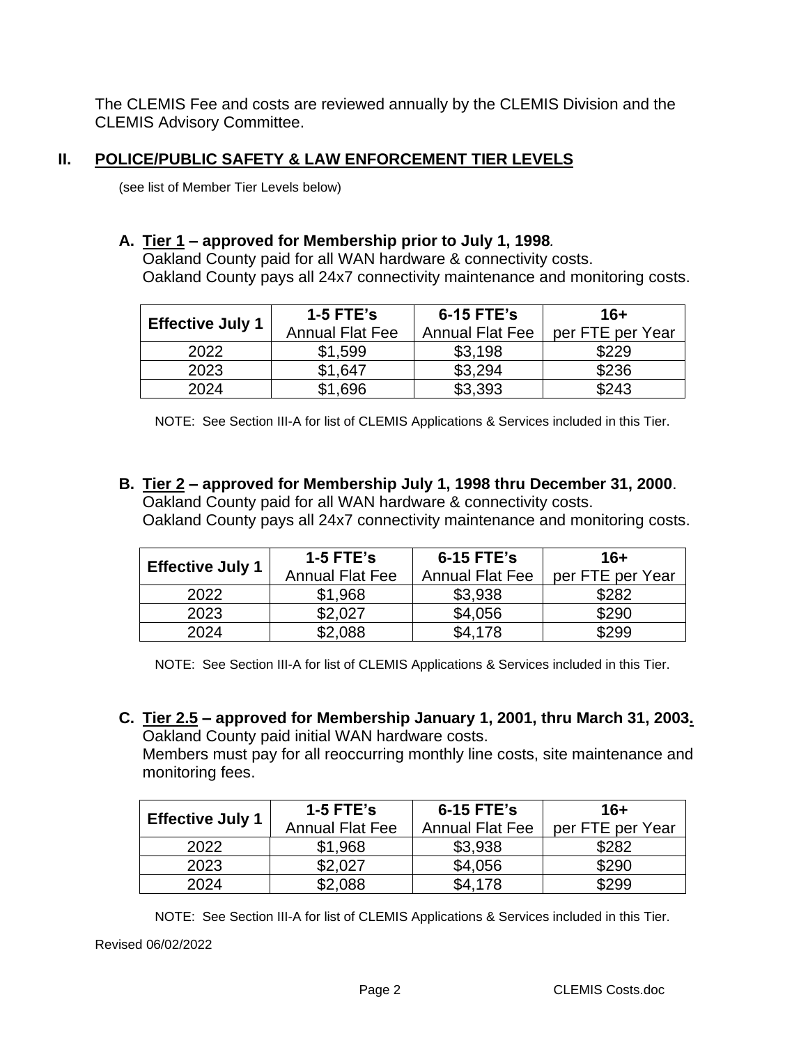The CLEMIS Fee and costs are reviewed annually by the CLEMIS Division and the CLEMIS Advisory Committee.

## II. POLICE/PUBLIC SAFETY & LAW ENFORCEMENT TIER LEVELS

(see list of Member Tier Levels below)

### A. Tier 1 – approved for Membership prior to July 1, 1998.

Oakland County paid for all WAN hardware & connectivity costs.
Oakland County pays all 24x7 connectivity maintenance and monitoring costs.

| Effective July 1 | 1-5 FTE's Annual Flat Fee | 6-15 FTE's Annual Flat Fee | 16+ per FTE per Year |
|---|---|---|---|
| 2022 | $1,599 | $3,198 | $229 |
| 2023 | $1,647 | $3,294 | $236 |
| 2024 | $1,696 | $3,393 | $243 |

NOTE: See Section III-A for list of CLEMIS Applications & Services included in this Tier.

### B. Tier 2 – approved for Membership July 1, 1998 thru December 31, 2000.

Oakland County paid for all WAN hardware & connectivity costs.
Oakland County pays all 24x7 connectivity maintenance and monitoring costs.

| Effective July 1 | 1-5 FTE's Annual Flat Fee | 6-15 FTE's Annual Flat Fee | 16+ per FTE per Year |
|---|---|---|---|
| 2022 | $1,968 | $3,938 | $282 |
| 2023 | $2,027 | $4,056 | $290 |
| 2024 | $2,088 | $4,178 | $299 |

NOTE: See Section III-A for list of CLEMIS Applications & Services included in this Tier.

### C. Tier 2.5 – approved for Membership January 1, 2001, thru March 31, 2003.

Oakland County paid initial WAN hardware costs.
Members must pay for all reoccurring monthly line costs, site maintenance and monitoring fees.

| Effective July 1 | 1-5 FTE's Annual Flat Fee | 6-15 FTE's Annual Flat Fee | 16+ per FTE per Year |
|---|---|---|---|
| 2022 | $1,968 | $3,938 | $282 |
| 2023 | $2,027 | $4,056 | $290 |
| 2024 | $2,088 | $4,178 | $299 |

NOTE: See Section III-A for list of CLEMIS Applications & Services included in this Tier.

Revised 06/02/2022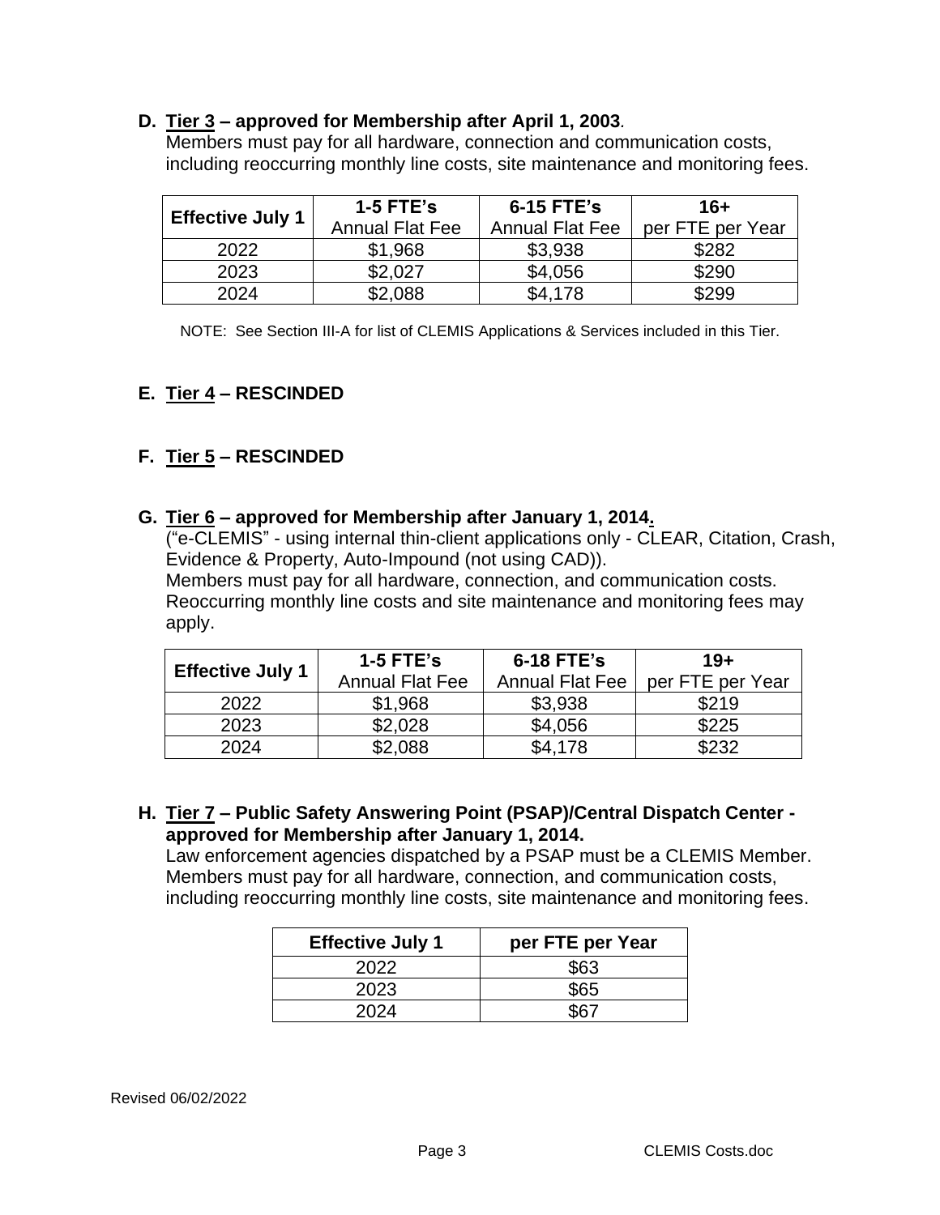### D. Tier 3 – approved for Membership after April 1, 2003.

Members must pay for all hardware, connection and communication costs, including reoccurring monthly line costs, site maintenance and monitoring fees.

| Effective July 1 | 1-5 FTE's Annual Flat Fee | 6-15 FTE's Annual Flat Fee | 16+ per FTE per Year |
|---|---|---|---|
| 2022 | $1,968 | $3,938 | $282 |
| 2023 | $2,027 | $4,056 | $290 |
| 2024 | $2,088 | $4,178 | $299 |

NOTE: See Section III-A for list of CLEMIS Applications & Services included in this Tier.

### E. Tier 4 – RESCINDED

### F. Tier 5 – RESCINDED

### G. Tier 6 – approved for Membership after January 1, 2014.

("e-CLEMIS" - using internal thin-client applications only - CLEAR, Citation, Crash, Evidence & Property, Auto-Impound (not using CAD)).
Members must pay for all hardware, connection, and communication costs. Reoccurring monthly line costs and site maintenance and monitoring fees may apply.

| Effective July 1 | 1-5 FTE's Annual Flat Fee | 6-18 FTE's Annual Flat Fee | 19+ per FTE per Year |
|---|---|---|---|
| 2022 | $1,968 | $3,938 | $219 |
| 2023 | $2,028 | $4,056 | $225 |
| 2024 | $2,088 | $4,178 | $232 |

### H. Tier 7 – Public Safety Answering Point (PSAP)/Central Dispatch Center - approved for Membership after January 1, 2014.

Law enforcement agencies dispatched by a PSAP must be a CLEMIS Member. Members must pay for all hardware, connection, and communication costs, including reoccurring monthly line costs, site maintenance and monitoring fees.

| Effective July 1 | per FTE per Year |
|---|---|
| 2022 | $63 |
| 2023 | $65 |
| 2024 | $67 |

Revised 06/02/2022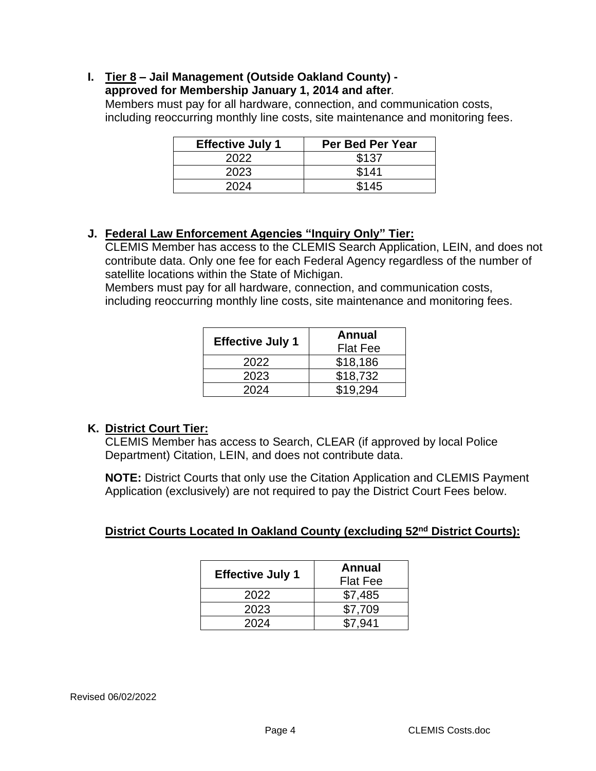**I. Tier 8 – Jail Management (Outside Oakland County) - approved for Membership January 1, 2014 and after.**

Members must pay for all hardware, connection, and communication costs, including reoccurring monthly line costs, site maintenance and monitoring fees.

| Effective July 1 | Per Bed Per Year |
|---|---|
| 2022 | $137 |
| 2023 | $141 |
| 2024 | $145 |

**J. Federal Law Enforcement Agencies "Inquiry Only" Tier:**

CLEMIS Member has access to the CLEMIS Search Application, LEIN, and does not contribute data. Only one fee for each Federal Agency regardless of the number of satellite locations within the State of Michigan.

Members must pay for all hardware, connection, and communication costs, including reoccurring monthly line costs, site maintenance and monitoring fees.

| Effective July 1 | Annual Flat Fee |
|---|---|
| 2022 | $18,186 |
| 2023 | $18,732 |
| 2024 | $19,294 |

**K. District Court Tier:**

CLEMIS Member has access to Search, CLEAR (if approved by local Police Department) Citation, LEIN, and does not contribute data.

**NOTE:** District Courts that only use the Citation Application and CLEMIS Payment Application (exclusively) are not required to pay the District Court Fees below.

**District Courts Located In Oakland County (excluding 52nd District Courts):**

| Effective July 1 | Annual Flat Fee |
|---|---|
| 2022 | $7,485 |
| 2023 | $7,709 |
| 2024 | $7,941 |

Revised 06/02/2022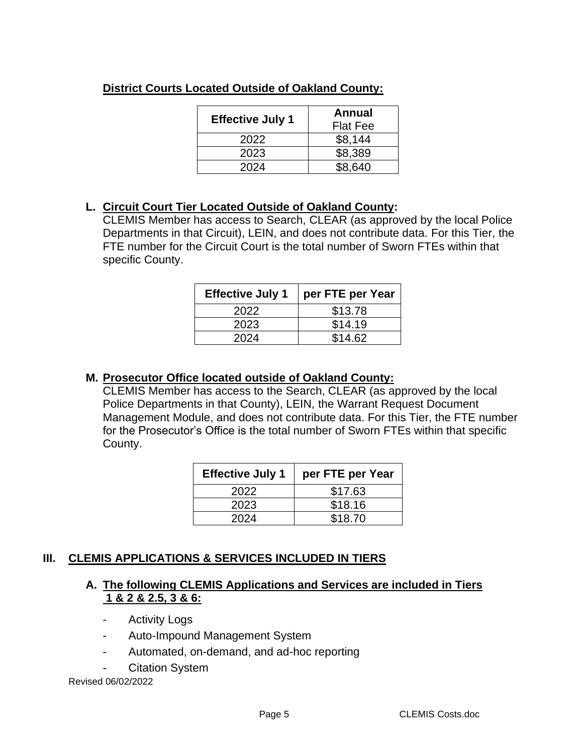**District Courts Located Outside of Oakland County:**

| Effective July 1 | Annual Flat Fee |
|---|---|
| 2022 | $8,144 |
| 2023 | $8,389 |
| 2024 | $8,640 |

**L. Circuit Court Tier Located Outside of Oakland County:**

CLEMIS Member has access to Search, CLEAR (as approved by the local Police Departments in that Circuit), LEIN, and does not contribute data. For this Tier, the FTE number for the Circuit Court is the total number of Sworn FTEs within that specific County.

| Effective July 1 | per FTE per Year |
|---|---|
| 2022 | $13.78 |
| 2023 | $14.19 |
| 2024 | $14.62 |

**M. Prosecutor Office located outside of Oakland County:**

CLEMIS Member has access to the Search, CLEAR (as approved by the local Police Departments in that County), LEIN, the Warrant Request Document Management Module, and does not contribute data. For this Tier, the FTE number for the Prosecutor's Office is the total number of Sworn FTEs within that specific County.

| Effective July 1 | per FTE per Year |
|---|---|
| 2022 | $17.63 |
| 2023 | $18.16 |
| 2024 | $18.70 |

## III. CLEMIS APPLICATIONS & SERVICES INCLUDED IN TIERS

**A. The following CLEMIS Applications and Services are included in Tiers 1 & 2 & 2.5, 3 & 6:**

- Activity Logs
- Auto-Impound Management System
- Automated, on-demand, and ad-hoc reporting
- Citation System

Revised 06/02/2022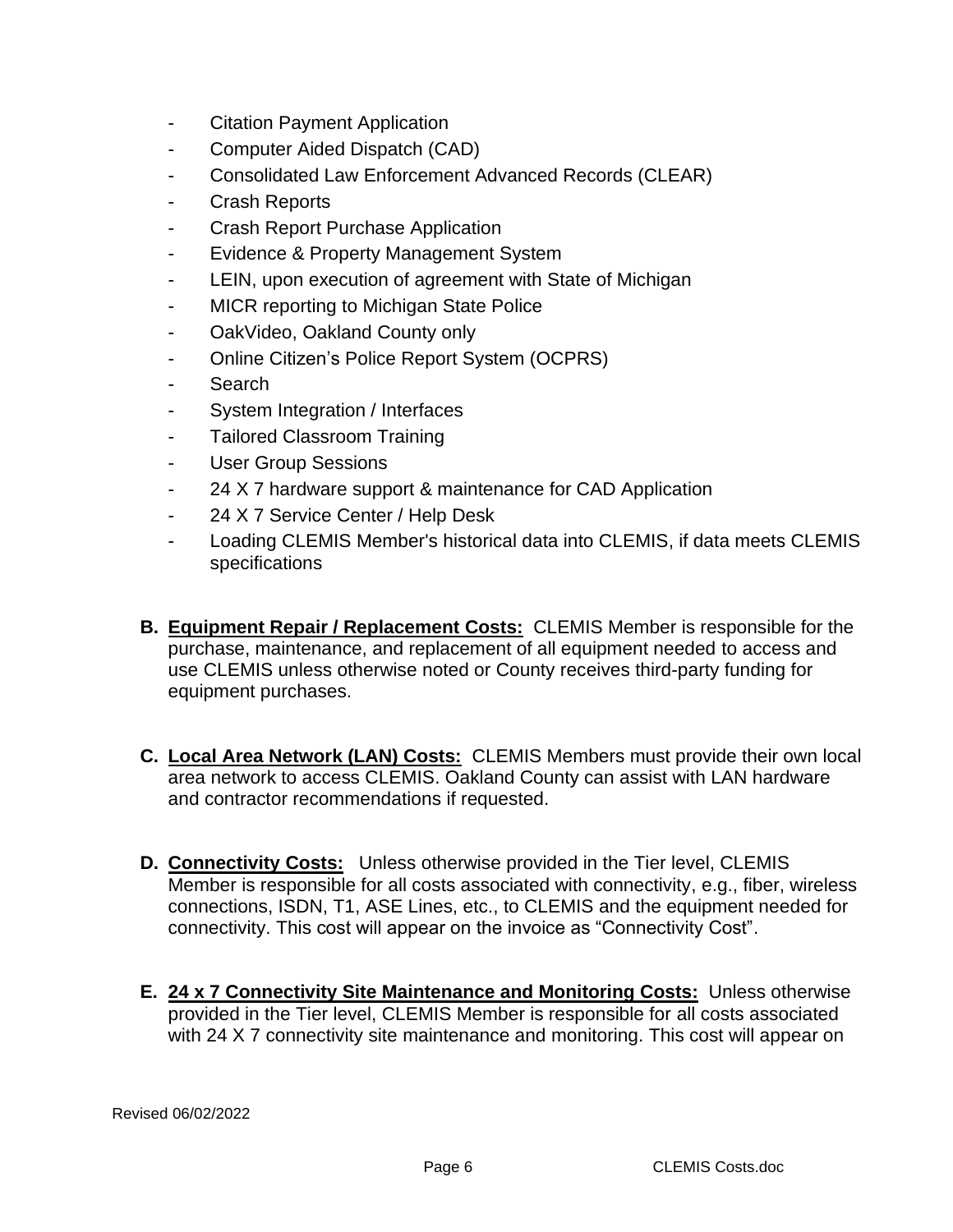- Citation Payment Application
- Computer Aided Dispatch (CAD)
- Consolidated Law Enforcement Advanced Records (CLEAR)
- Crash Reports
- Crash Report Purchase Application
- Evidence & Property Management System
- LEIN, upon execution of agreement with State of Michigan
- MICR reporting to Michigan State Police
- OakVideo, Oakland County only
- Online Citizen's Police Report System (OCPRS)
- Search
- System Integration / Interfaces
- Tailored Classroom Training
- User Group Sessions
- 24 X 7 hardware support & maintenance for CAD Application
- 24 X 7 Service Center / Help Desk
- Loading CLEMIS Member's historical data into CLEMIS, if data meets CLEMIS specifications

**B. Equipment Repair / Replacement Costs:** CLEMIS Member is responsible for the purchase, maintenance, and replacement of all equipment needed to access and use CLEMIS unless otherwise noted or County receives third-party funding for equipment purchases.

**C. Local Area Network (LAN) Costs:** CLEMIS Members must provide their own local area network to access CLEMIS. Oakland County can assist with LAN hardware and contractor recommendations if requested.

**D. Connectivity Costs:** Unless otherwise provided in the Tier level, CLEMIS Member is responsible for all costs associated with connectivity, e.g., fiber, wireless connections, ISDN, T1, ASE Lines, etc., to CLEMIS and the equipment needed for connectivity. This cost will appear on the invoice as "Connectivity Cost".

**E. 24 x 7 Connectivity Site Maintenance and Monitoring Costs:** Unless otherwise provided in the Tier level, CLEMIS Member is responsible for all costs associated with 24 X 7 connectivity site maintenance and monitoring. This cost will appear on

Revised 06/02/2022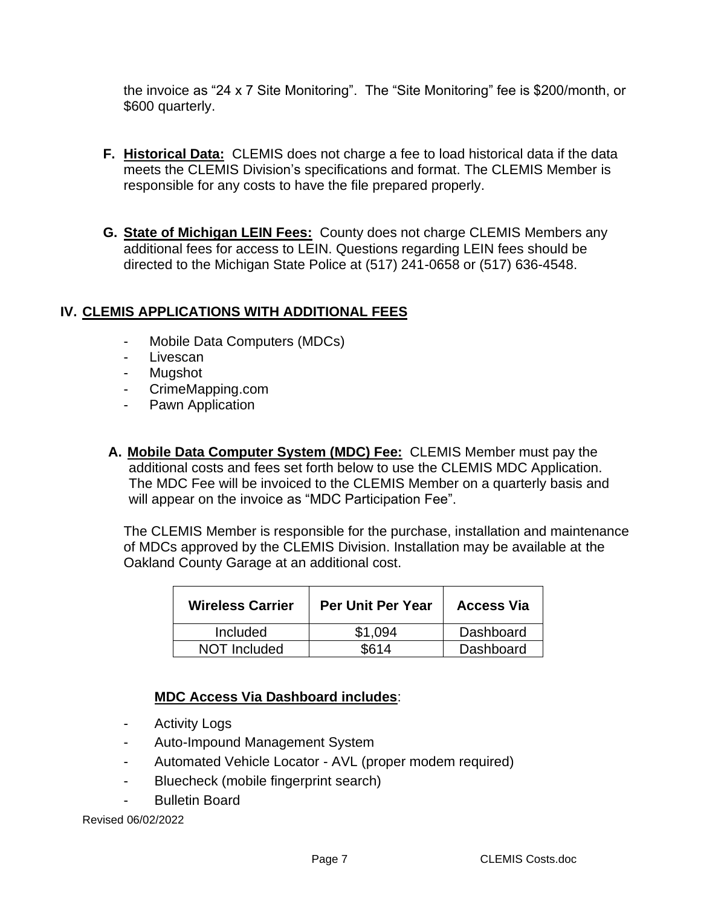the invoice as “24 x 7 Site Monitoring”. The “Site Monitoring” fee is $200/month, or $600 quarterly.

**F. <u>Historical Data:</u>** CLEMIS does not charge a fee to load historical data if the data meets the CLEMIS Division’s specifications and format. The CLEMIS Member is responsible for any costs to have the file prepared properly.

**G. <u>State of Michigan LEIN Fees:</u>** County does not charge CLEMIS Members any additional fees for access to LEIN. Questions regarding LEIN fees should be directed to the Michigan State Police at (517) 241-0658 or (517) 636-4548.

## IV. CLEMIS APPLICATIONS WITH ADDITIONAL FEES

- Mobile Data Computers (MDCs)
- Livescan
- Mugshot
- CrimeMapping.com
- Pawn Application

**A. <u>Mobile Data Computer System (MDC) Fee:</u>** CLEMIS Member must pay the additional costs and fees set forth below to use the CLEMIS MDC Application. The MDC Fee will be invoiced to the CLEMIS Member on a quarterly basis and will appear on the invoice as “MDC Participation Fee”.

The CLEMIS Member is responsible for the purchase, installation and maintenance of MDCs approved by the CLEMIS Division. Installation may be available at the Oakland County Garage at an additional cost.

| Wireless Carrier | Per Unit Per Year | Access Via |
| --- | --- | --- |
| Included | $1,094 | Dashboard |
| NOT Included | $614 | Dashboard |

**<u>MDC Access Via Dashboard includes</u>**:

- Activity Logs
- Auto-Impound Management System
- Automated Vehicle Locator - AVL (proper modem required)
- Bluecheck (mobile fingerprint search)
- Bulletin Board

Revised 06/02/2022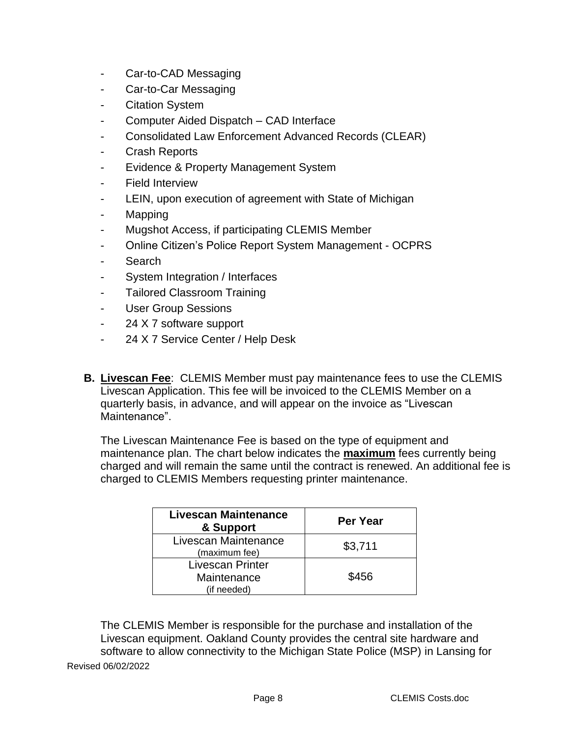- Car-to-CAD Messaging
- Car-to-Car Messaging
- Citation System
- Computer Aided Dispatch – CAD Interface
- Consolidated Law Enforcement Advanced Records (CLEAR)
- Crash Reports
- Evidence & Property Management System
- Field Interview
- LEIN, upon execution of agreement with State of Michigan
- Mapping
- Mugshot Access, if participating CLEMIS Member
- Online Citizen's Police Report System Management - OCPRS
- Search
- System Integration / Interfaces
- Tailored Classroom Training
- User Group Sessions
- 24 X 7 software support
- 24 X 7 Service Center / Help Desk

**B. Livescan Fee**: CLEMIS Member must pay maintenance fees to use the CLEMIS Livescan Application. This fee will be invoiced to the CLEMIS Member on a quarterly basis, in advance, and will appear on the invoice as "Livescan Maintenance".

The Livescan Maintenance Fee is based on the type of equipment and maintenance plan. The chart below indicates the **maximum** fees currently being charged and will remain the same until the contract is renewed. An additional fee is charged to CLEMIS Members requesting printer maintenance.

| Livescan Maintenance & Support | Per Year |
|---|---|
| Livescan Maintenance (maximum fee) | $3,711 |
| Livescan Printer Maintenance (if needed) | $456 |

The CLEMIS Member is responsible for the purchase and installation of the Livescan equipment. Oakland County provides the central site hardware and software to allow connectivity to the Michigan State Police (MSP) in Lansing for

Revised 06/02/2022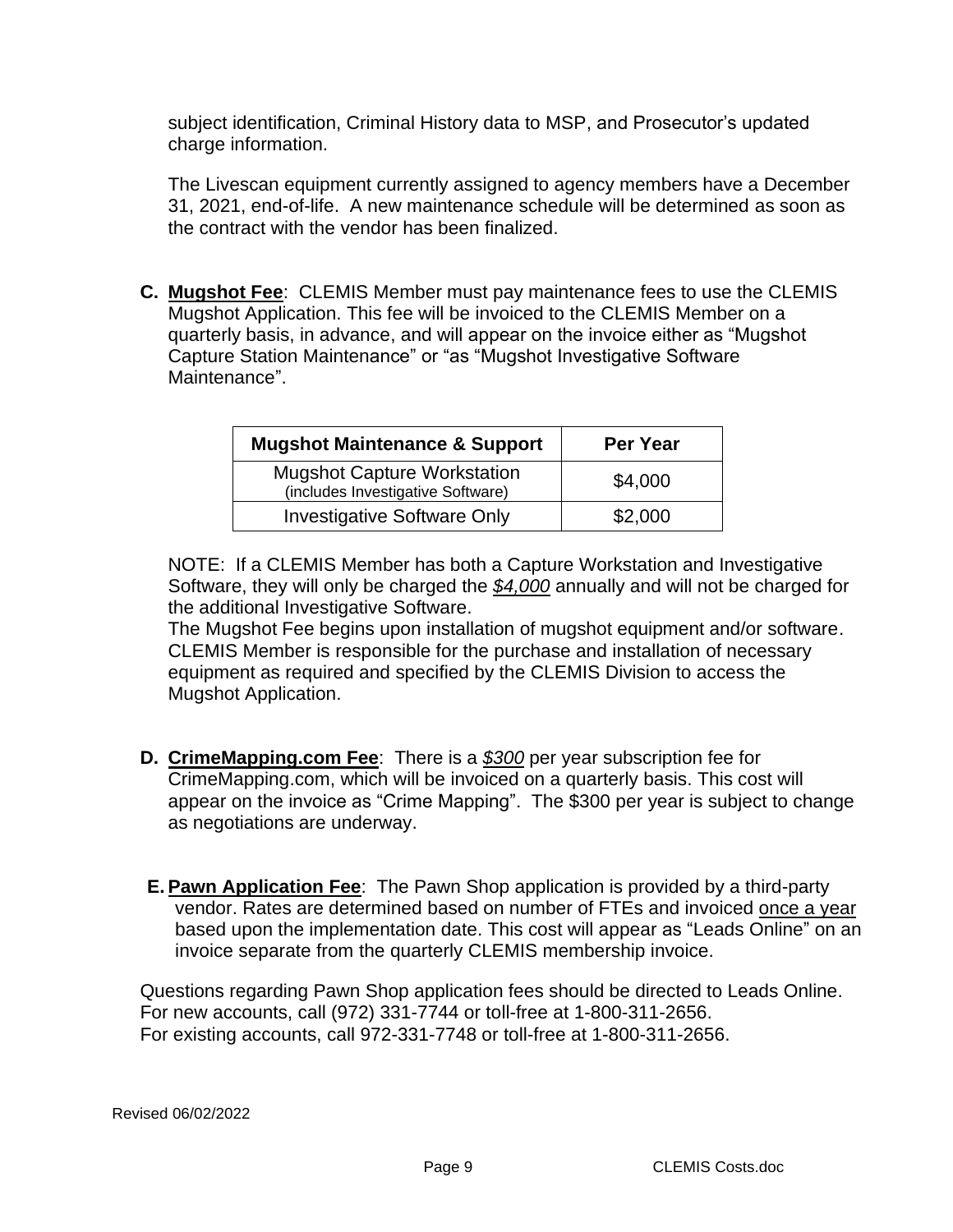subject identification, Criminal History data to MSP, and Prosecutor's updated charge information.

The Livescan equipment currently assigned to agency members have a December 31, 2021, end-of-life. A new maintenance schedule will be determined as soon as the contract with the vendor has been finalized.

**C. <u>Mugshot Fee</u>**: CLEMIS Member must pay maintenance fees to use the CLEMIS Mugshot Application. This fee will be invoiced to the CLEMIS Member on a quarterly basis, in advance, and will appear on the invoice either as "Mugshot Capture Station Maintenance" or "as "Mugshot Investigative Software Maintenance".

| Mugshot Maintenance & Support | Per Year |
|---|---|
| Mugshot Capture Workstation (includes Investigative Software) | $4,000 |
| Investigative Software Only | $2,000 |

NOTE: If a CLEMIS Member has both a Capture Workstation and Investigative Software, they will only be charged the ***<u>$4,000</u>*** annually and will not be charged for the additional Investigative Software.
The Mugshot Fee begins upon installation of mugshot equipment and/or software. CLEMIS Member is responsible for the purchase and installation of necessary equipment as required and specified by the CLEMIS Division to access the Mugshot Application.

**D. <u>CrimeMapping.com Fee</u>**: There is a ***<u>$300</u>*** per year subscription fee for CrimeMapping.com, which will be invoiced on a quarterly basis. This cost will appear on the invoice as "Crime Mapping". The $300 per year is subject to change as negotiations are underway.

**E. <u>Pawn Application Fee</u>**: The Pawn Shop application is provided by a third-party vendor. Rates are determined based on number of FTEs and invoiced <u>once a year</u> based upon the implementation date. This cost will appear as "Leads Online" on an invoice separate from the quarterly CLEMIS membership invoice.

Questions regarding Pawn Shop application fees should be directed to Leads Online.
For new accounts, call (972) 331-7744 or toll-free at 1-800-311-2656.
For existing accounts, call 972-331-7748 or toll-free at 1-800-311-2656.

Revised 06/02/2022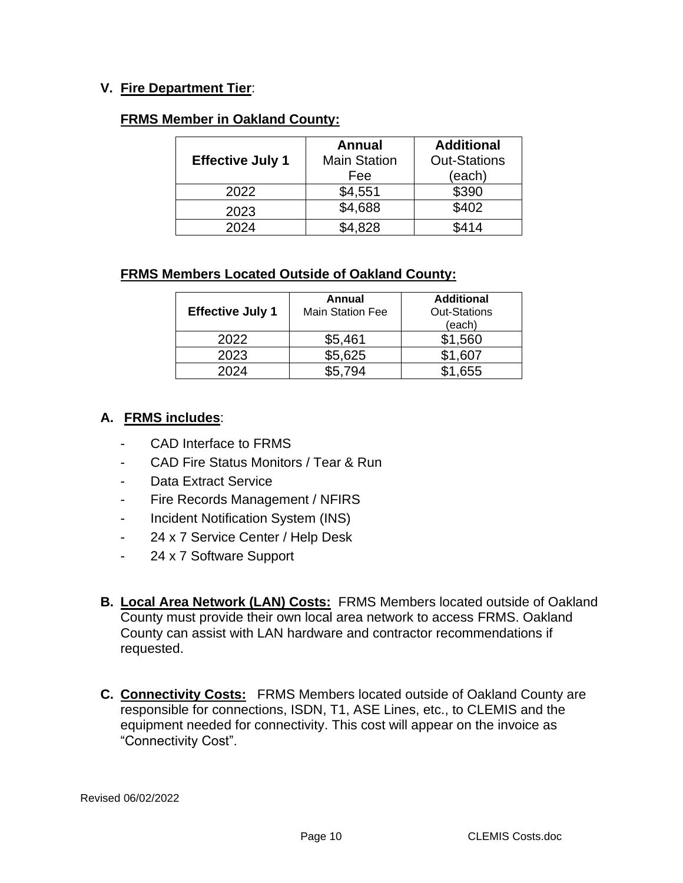## V. Fire Department Tier:

**FRMS Member in Oakland County:**

| Effective July 1 | Annual Main Station Fee | Additional Out-Stations (each) |
|---|---|---|
| 2022 | $4,551 | $390 |
| 2023 | $4,688 | $402 |
| 2024 | $4,828 | $414 |

**FRMS Members Located Outside of Oakland County:**

| Effective July 1 | Annual Main Station Fee | Additional Out-Stations (each) |
|---|---|---|
| 2022 | $5,461 | $1,560 |
| 2023 | $5,625 | $1,607 |
| 2024 | $5,794 | $1,655 |

### A. FRMS includes:

- CAD Interface to FRMS
- CAD Fire Status Monitors / Tear & Run
- Data Extract Service
- Fire Records Management / NFIRS
- Incident Notification System (INS)
- 24 x 7 Service Center / Help Desk
- 24 x 7 Software Support

**B. Local Area Network (LAN) Costs:** FRMS Members located outside of Oakland County must provide their own local area network to access FRMS. Oakland County can assist with LAN hardware and contractor recommendations if requested.

**C. Connectivity Costs:** FRMS Members located outside of Oakland County are responsible for connections, ISDN, T1, ASE Lines, etc., to CLEMIS and the equipment needed for connectivity. This cost will appear on the invoice as "Connectivity Cost".

Revised 06/02/2022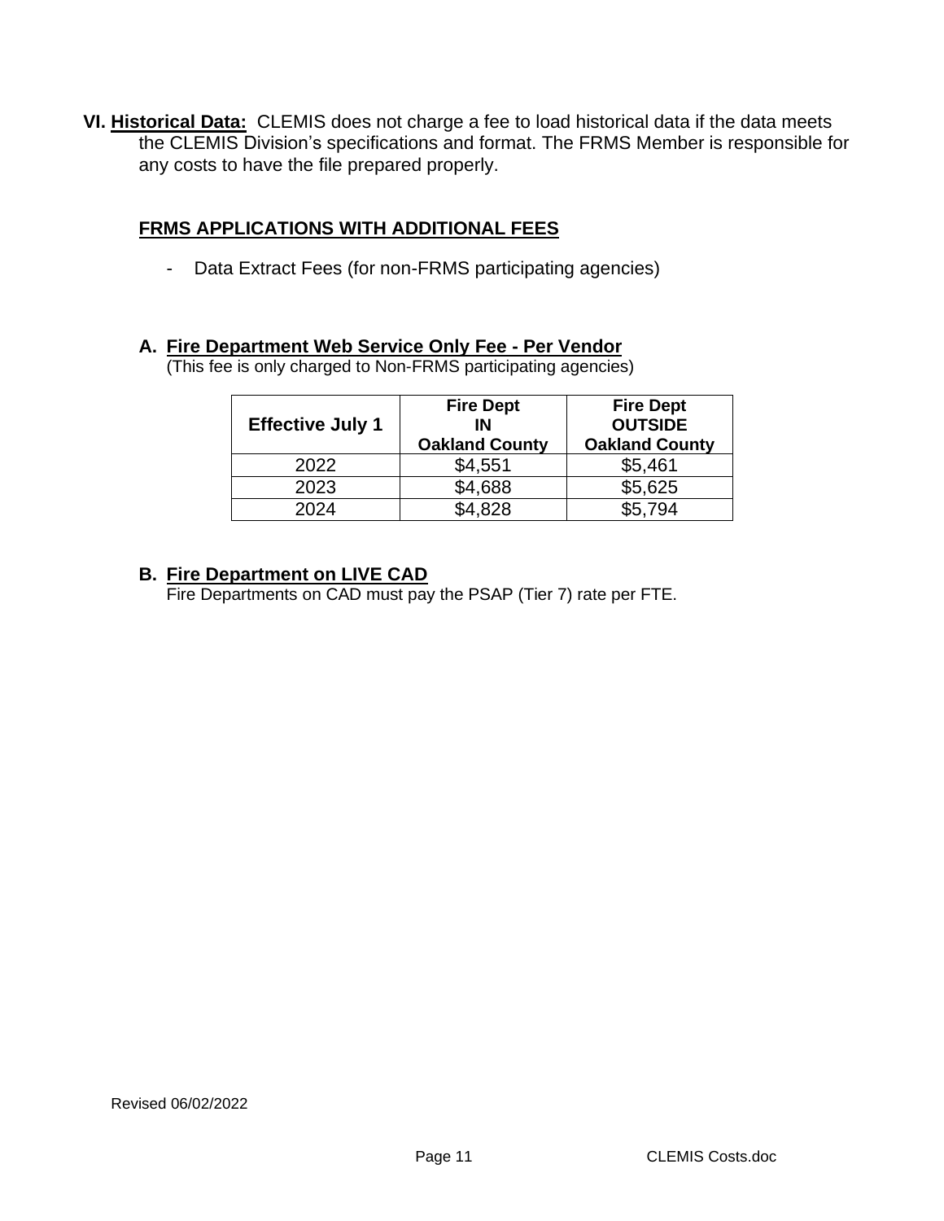**VI. Historical Data:** CLEMIS does not charge a fee to load historical data if the data meets the CLEMIS Division's specifications and format. The FRMS Member is responsible for any costs to have the file prepared properly.

**FRMS APPLICATIONS WITH ADDITIONAL FEES**

- Data Extract Fees (for non-FRMS participating agencies)

**A. Fire Department Web Service Only Fee - Per Vendor**

(This fee is only charged to Non-FRMS participating agencies)

| Effective July 1 | Fire Dept IN Oakland County | Fire Dept OUTSIDE Oakland County |
|---|---|---|
| 2022 | $4,551 | $5,461 |
| 2023 | $4,688 | $5,625 |
| 2024 | $4,828 | $5,794 |

**B. Fire Department on LIVE CAD**

Fire Departments on CAD must pay the PSAP (Tier 7) rate per FTE.

Revised 06/02/2022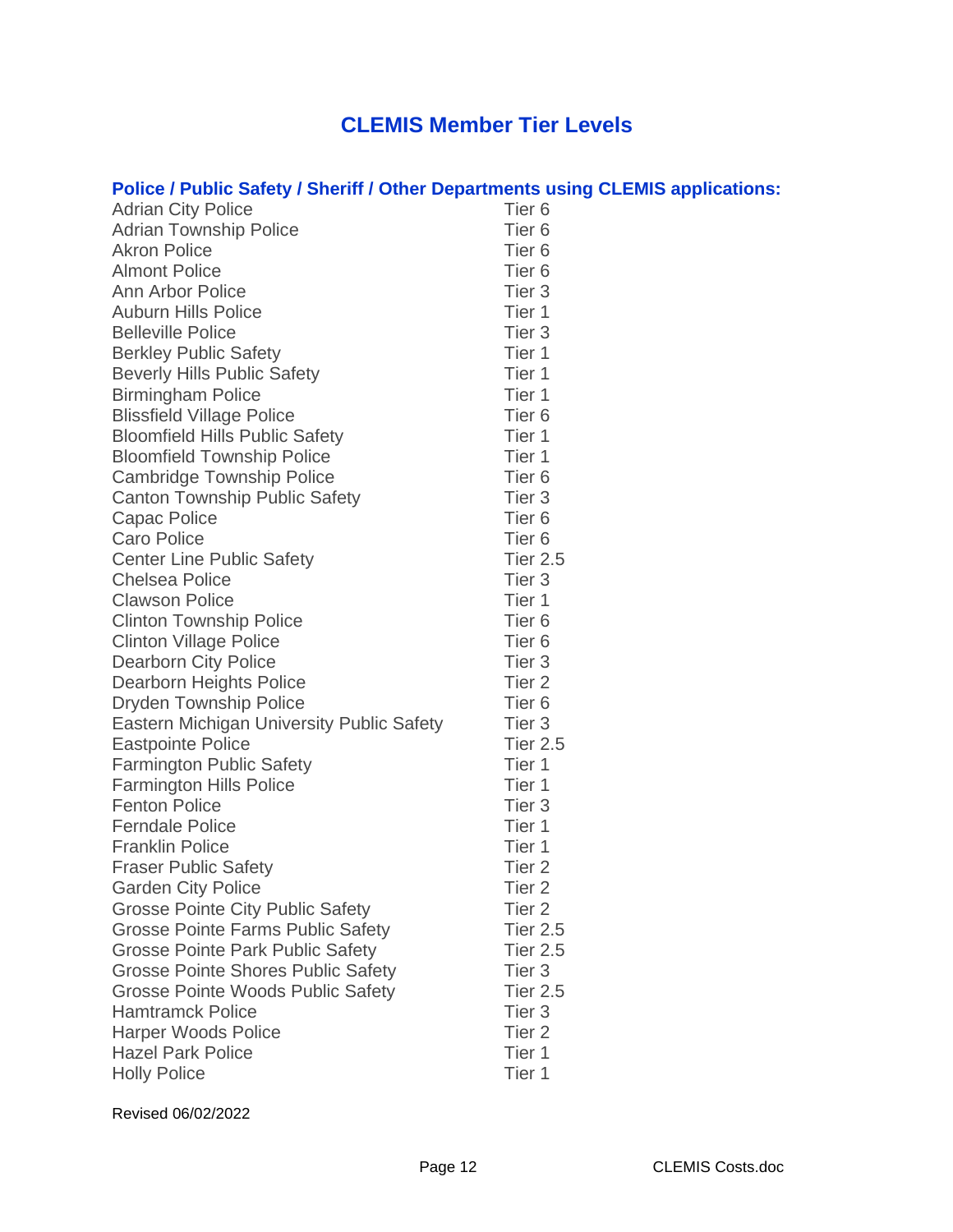## CLEMIS Member Tier Levels

### Police / Public Safety / Sheriff / Other Departments using CLEMIS applications:

| Department | Tier |
|---|---|
| Adrian City Police | Tier 6 |
| Adrian Township Police | Tier 6 |
| Akron Police | Tier 6 |
| Almont Police | Tier 6 |
| Ann Arbor Police | Tier 3 |
| Auburn Hills Police | Tier 1 |
| Belleville Police | Tier 3 |
| Berkley Public Safety | Tier 1 |
| Beverly Hills Public Safety | Tier 1 |
| Birmingham Police | Tier 1 |
| Blissfield Village Police | Tier 6 |
| Bloomfield Hills Public Safety | Tier 1 |
| Bloomfield Township Police | Tier 1 |
| Cambridge Township Police | Tier 6 |
| Canton Township Public Safety | Tier 3 |
| Capac Police | Tier 6 |
| Caro Police | Tier 6 |
| Center Line Public Safety | Tier 2.5 |
| Chelsea Police | Tier 3 |
| Clawson Police | Tier 1 |
| Clinton Township Police | Tier 6 |
| Clinton Village Police | Tier 6 |
| Dearborn City Police | Tier 3 |
| Dearborn Heights Police | Tier 2 |
| Dryden Township Police | Tier 6 |
| Eastern Michigan University Public Safety | Tier 3 |
| Eastpointe Police | Tier 2.5 |
| Farmington Public Safety | Tier 1 |
| Farmington Hills Police | Tier 1 |
| Fenton Police | Tier 3 |
| Ferndale Police | Tier 1 |
| Franklin Police | Tier 1 |
| Fraser Public Safety | Tier 2 |
| Garden City Police | Tier 2 |
| Grosse Pointe City Public Safety | Tier 2 |
| Grosse Pointe Farms Public Safety | Tier 2.5 |
| Grosse Pointe Park Public Safety | Tier 2.5 |
| Grosse Pointe Shores Public Safety | Tier 3 |
| Grosse Pointe Woods Public Safety | Tier 2.5 |
| Hamtramck Police | Tier 3 |
| Harper Woods Police | Tier 2 |
| Hazel Park Police | Tier 1 |
| Holly Police | Tier 1 |

Revised 06/02/2022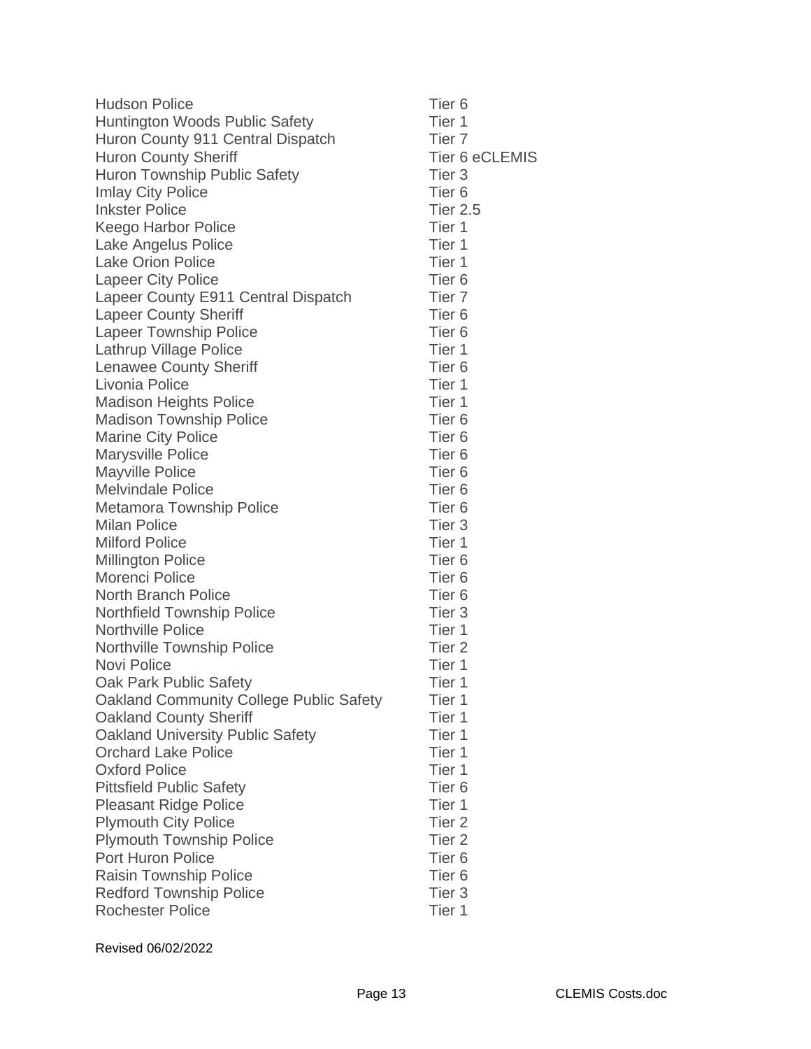| | |
|---|---|
| Hudson Police | Tier 6 |
| Huntington Woods Public Safety | Tier 1 |
| Huron County 911 Central Dispatch | Tier 7 |
| Huron County Sheriff | Tier 6 eCLEMIS |
| Huron Township Public Safety | Tier 3 |
| Imlay City Police | Tier 6 |
| Inkster Police | Tier 2.5 |
| Keego Harbor Police | Tier 1 |
| Lake Angelus Police | Tier 1 |
| Lake Orion Police | Tier 1 |
| Lapeer City Police | Tier 6 |
| Lapeer County E911 Central Dispatch | Tier 7 |
| Lapeer County Sheriff | Tier 6 |
| Lapeer Township Police | Tier 6 |
| Lathrup Village Police | Tier 1 |
| Lenawee County Sheriff | Tier 6 |
| Livonia Police | Tier 1 |
| Madison Heights Police | Tier 1 |
| Madison Township Police | Tier 6 |
| Marine City Police | Tier 6 |
| Marysville Police | Tier 6 |
| Mayville Police | Tier 6 |
| Melvindale Police | Tier 6 |
| Metamora Township Police | Tier 6 |
| Milan Police | Tier 3 |
| Milford Police | Tier 1 |
| Millington Police | Tier 6 |
| Morenci Police | Tier 6 |
| North Branch Police | Tier 6 |
| Northfield Township Police | Tier 3 |
| Northville Police | Tier 1 |
| Northville Township Police | Tier 2 |
| Novi Police | Tier 1 |
| Oak Park Public Safety | Tier 1 |
| Oakland Community College Public Safety | Tier 1 |
| Oakland County Sheriff | Tier 1 |
| Oakland University Public Safety | Tier 1 |
| Orchard Lake Police | Tier 1 |
| Oxford Police | Tier 1 |
| Pittsfield Public Safety | Tier 6 |
| Pleasant Ridge Police | Tier 1 |
| Plymouth City Police | Tier 2 |
| Plymouth Township Police | Tier 2 |
| Port Huron Police | Tier 6 |
| Raisin Township Police | Tier 6 |
| Redford Township Police | Tier 3 |
| Rochester Police | Tier 1 |

Revised 06/02/2022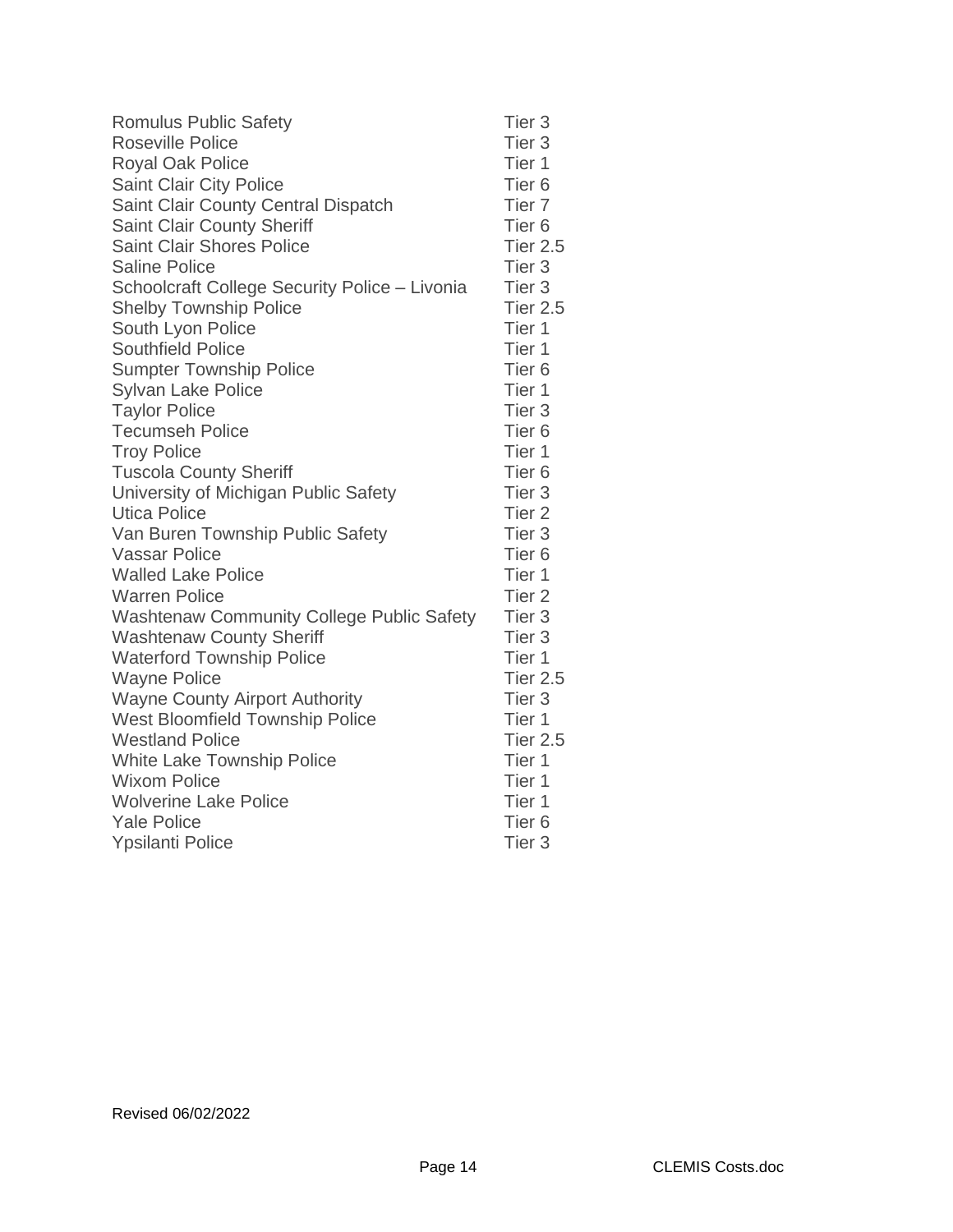| | |
|---|---|
| Romulus Public Safety | Tier 3 |
| Roseville Police | Tier 3 |
| Royal Oak Police | Tier 1 |
| Saint Clair City Police | Tier 6 |
| Saint Clair County Central Dispatch | Tier 7 |
| Saint Clair County Sheriff | Tier 6 |
| Saint Clair Shores Police | Tier 2.5 |
| Saline Police | Tier 3 |
| Schoolcraft College Security Police – Livonia | Tier 3 |
| Shelby Township Police | Tier 2.5 |
| South Lyon Police | Tier 1 |
| Southfield Police | Tier 1 |
| Sumpter Township Police | Tier 6 |
| Sylvan Lake Police | Tier 1 |
| Taylor Police | Tier 3 |
| Tecumseh Police | Tier 6 |
| Troy Police | Tier 1 |
| Tuscola County Sheriff | Tier 6 |
| University of Michigan Public Safety | Tier 3 |
| Utica Police | Tier 2 |
| Van Buren Township Public Safety | Tier 3 |
| Vassar Police | Tier 6 |
| Walled Lake Police | Tier 1 |
| Warren Police | Tier 2 |
| Washtenaw Community College Public Safety | Tier 3 |
| Washtenaw County Sheriff | Tier 3 |
| Waterford Township Police | Tier 1 |
| Wayne Police | Tier 2.5 |
| Wayne County Airport Authority | Tier 3 |
| West Bloomfield Township Police | Tier 1 |
| Westland Police | Tier 2.5 |
| White Lake Township Police | Tier 1 |
| Wixom Police | Tier 1 |
| Wolverine Lake Police | Tier 1 |
| Yale Police | Tier 6 |
| Ypsilanti Police | Tier 3 |

Revised 06/02/2022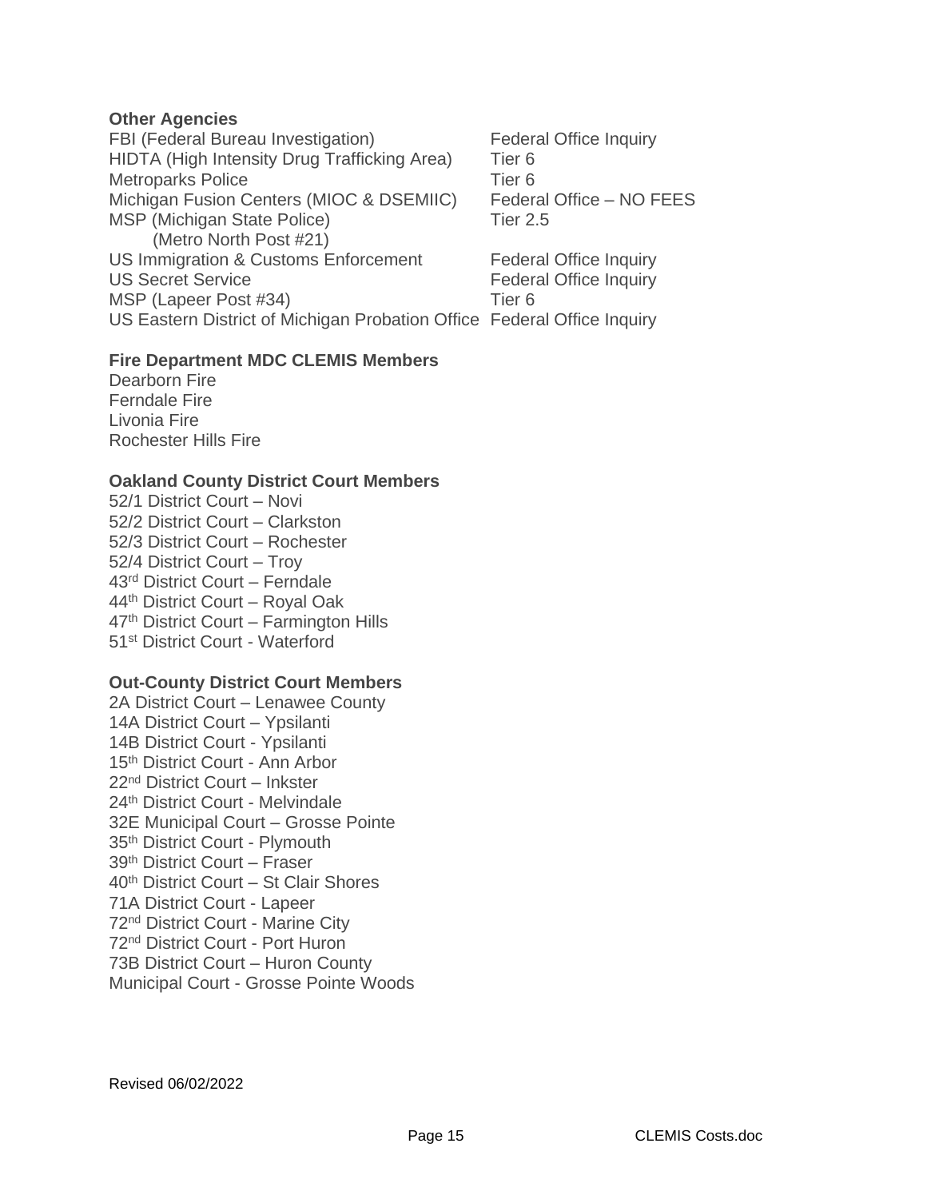**Other Agencies**

| | |
|---|---|
| FBI (Federal Bureau Investigation) | Federal Office Inquiry |
| HIDTA (High Intensity Drug Trafficking Area) | Tier 6 |
| Metroparks Police | Tier 6 |
| Michigan Fusion Centers (MIOC & DSEMIIC) | Federal Office – NO FEES |
| MSP (Michigan State Police) (Metro North Post #21) | Tier 2.5 |
| US Immigration & Customs Enforcement | Federal Office Inquiry |
| US Secret Service | Federal Office Inquiry |
| MSP (Lapeer Post #34) | Tier 6 |
| US Eastern District of Michigan Probation Office | Federal Office Inquiry |

**Fire Department MDC CLEMIS Members**

Dearborn Fire
Ferndale Fire
Livonia Fire
Rochester Hills Fire

**Oakland County District Court Members**

52/1 District Court – Novi
52/2 District Court – Clarkston
52/3 District Court – Rochester
52/4 District Court – Troy
43rd District Court – Ferndale
44th District Court – Royal Oak
47th District Court – Farmington Hills
51st District Court - Waterford

**Out-County District Court Members**

2A District Court – Lenawee County
14A District Court – Ypsilanti
14B District Court - Ypsilanti
15th District Court - Ann Arbor
22nd District Court – Inkster
24th District Court - Melvindale
32E Municipal Court – Grosse Pointe
35th District Court - Plymouth
39th District Court – Fraser
40th District Court – St Clair Shores
71A District Court - Lapeer
72nd District Court - Marine City
72nd District Court - Port Huron
73B District Court – Huron County
Municipal Court - Grosse Pointe Woods

Revised 06/02/2022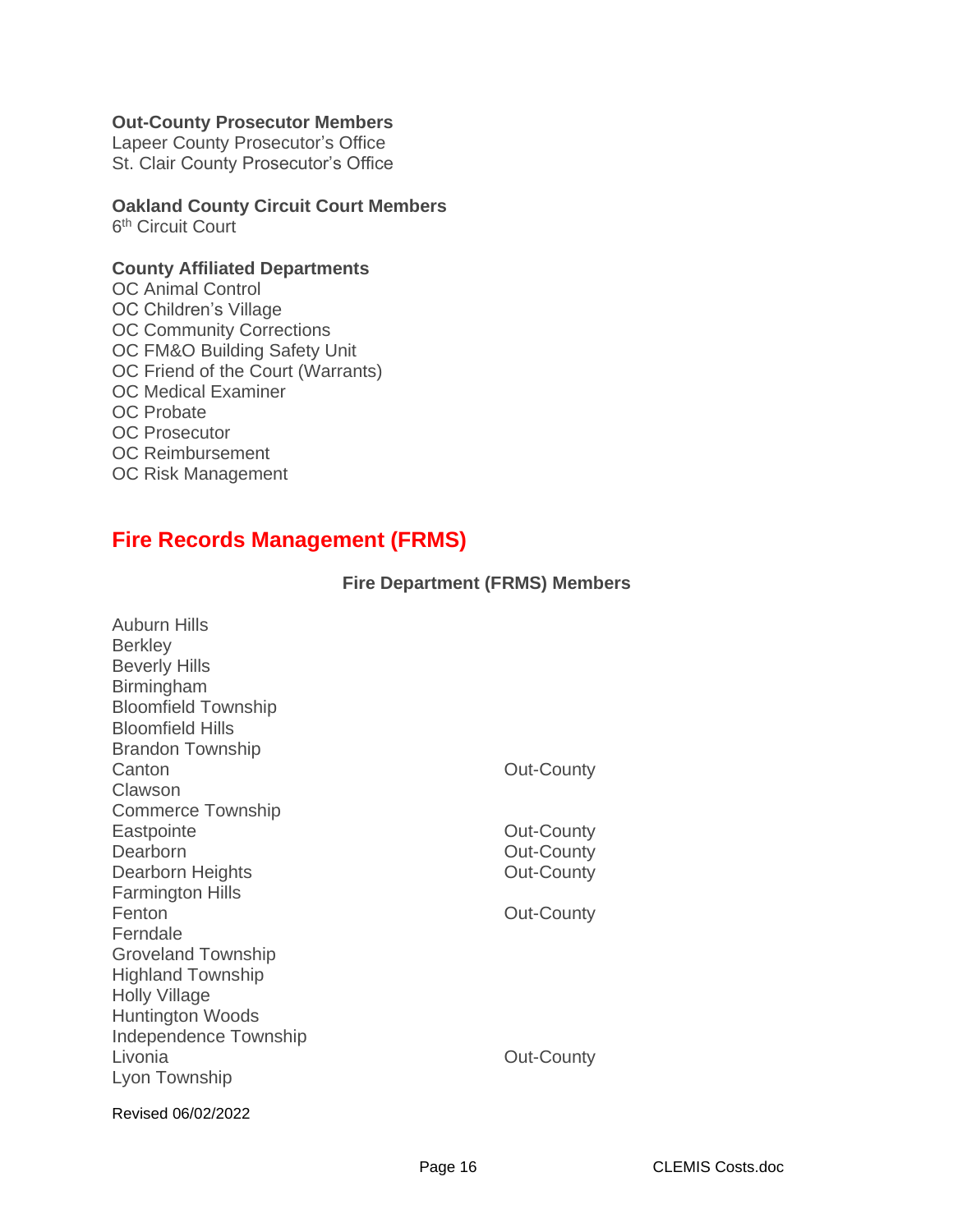**Out-County Prosecutor Members**
Lapeer County Prosecutor's Office
St. Clair County Prosecutor's Office

**Oakland County Circuit Court Members**
6th Circuit Court

**County Affiliated Departments**
OC Animal Control
OC Children's Village
OC Community Corrections
OC FM&O Building Safety Unit
OC Friend of the Court (Warrants)
OC Medical Examiner
OC Probate
OC Prosecutor
OC Reimbursement
OC Risk Management

## Fire Records Management (FRMS)

### Fire Department (FRMS) Members

| | |
|---|---|
| Auburn Hills | |
| Berkley | |
| Beverly Hills | |
| Birmingham | |
| Bloomfield Township | |
| Bloomfield Hills | |
| Brandon Township | |
| Canton | Out-County |
| Clawson | |
| Commerce Township | |
| Eastpointe | Out-County |
| Dearborn | Out-County |
| Dearborn Heights | Out-County |
| Farmington Hills | |
| Fenton | Out-County |
| Ferndale | |
| Groveland Township | |
| Highland Township | |
| Holly Village | |
| Huntington Woods | |
| Independence Township | |
| Livonia | Out-County |
| Lyon Township | |

Revised 06/02/2022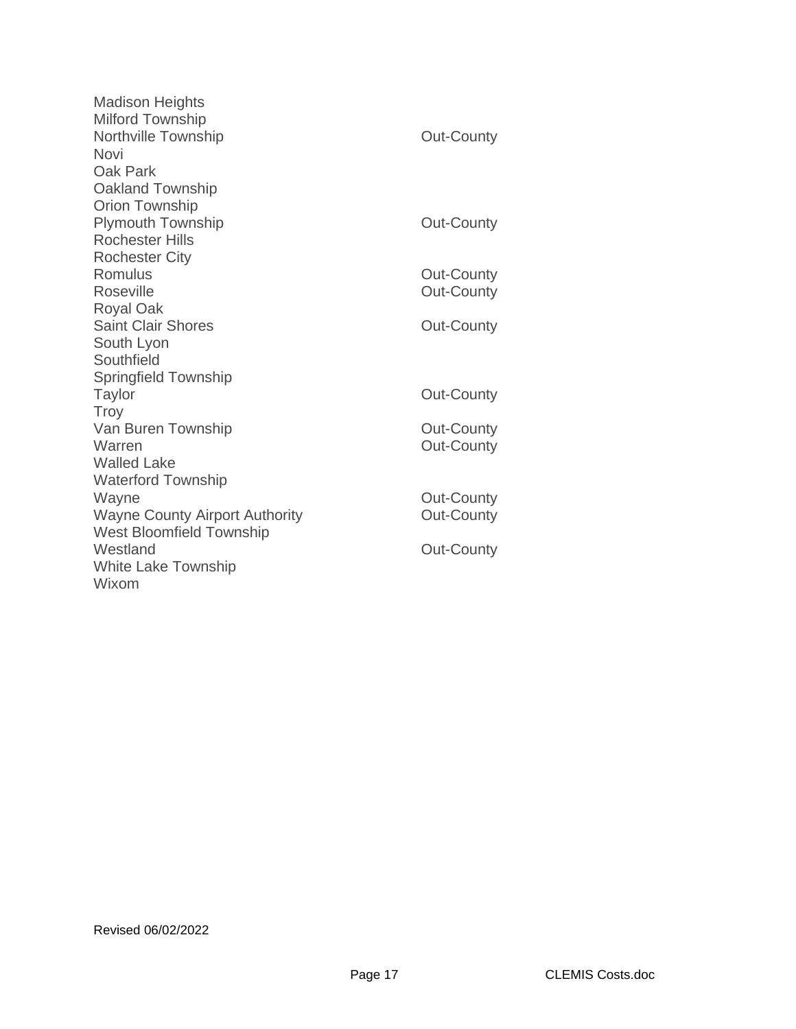| | |
|---|---|
| Madison Heights | |
| Milford Township | |
| Northville Township | Out-County |
| Novi | |
| Oak Park | |
| Oakland Township | |
| Orion Township | |
| Plymouth Township | Out-County |
| Rochester Hills | |
| Rochester City | |
| Romulus | Out-County |
| Roseville | Out-County |
| Royal Oak | |
| Saint Clair Shores | Out-County |
| South Lyon | |
| Southfield | |
| Springfield Township | |
| Taylor | Out-County |
| Troy | |
| Van Buren Township | Out-County |
| Warren | Out-County |
| Walled Lake | |
| Waterford Township | |
| Wayne | Out-County |
| Wayne County Airport Authority | Out-County |
| West Bloomfield Township | |
| Westland | Out-County |
| White Lake Township | |
| Wixom | |

Revised 06/02/2022